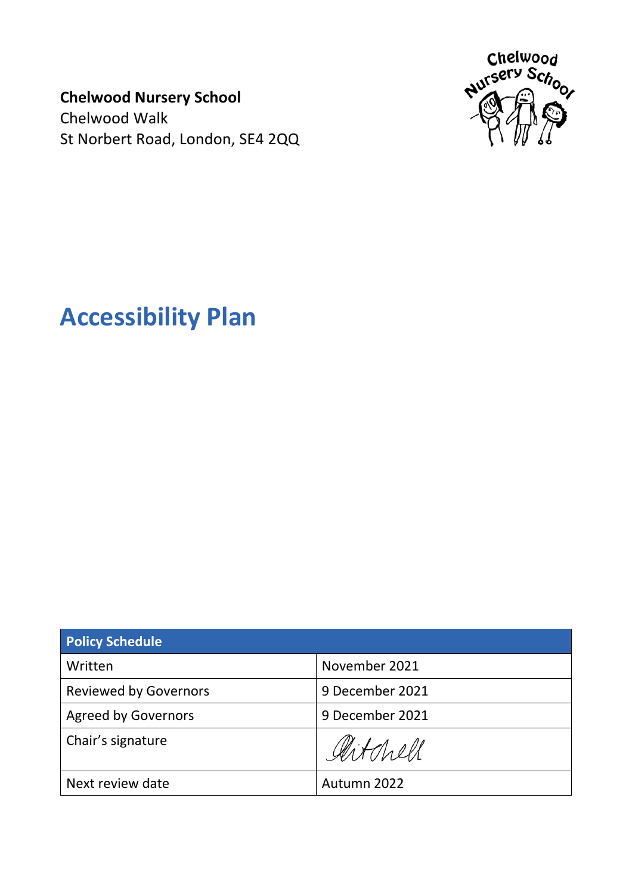**Chelwood Nursery School**
Chelwood Walk
St Norbert Road, London, SE4 2QQ

# Accessibility Plan

| Policy Schedule | |
|---|---|
| Written | November 2021 |
| Reviewed by Governors | 9 December 2021 |
| Agreed by Governors | 9 December 2021 |
| Chair's signature | Mitchell |
| Next review date | Autumn 2022 |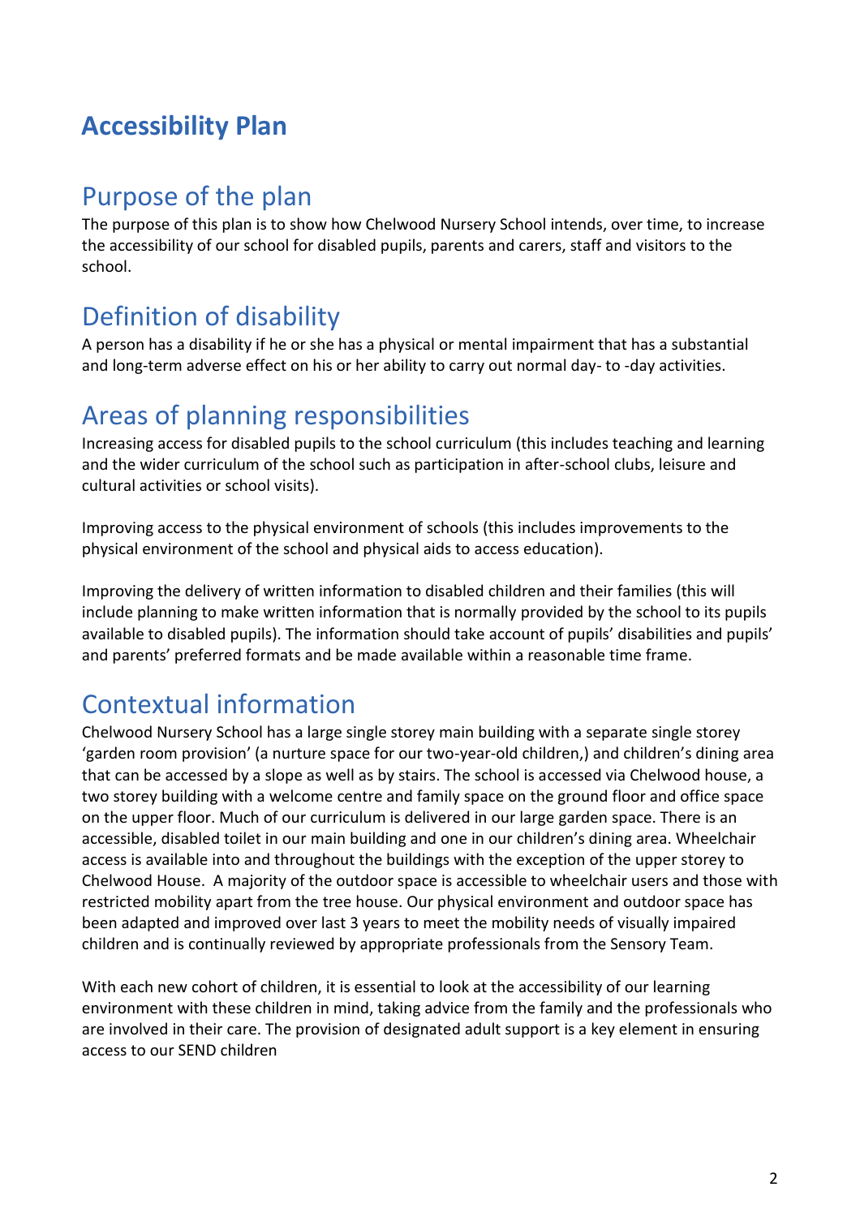# Accessibility Plan

## Purpose of the plan

The purpose of this plan is to show how Chelwood Nursery School intends, over time, to increase the accessibility of our school for disabled pupils, parents and carers, staff and visitors to the school.

## Definition of disability

A person has a disability if he or she has a physical or mental impairment that has a substantial and long-term adverse effect on his or her ability to carry out normal day- to -day activities.

## Areas of planning responsibilities

Increasing access for disabled pupils to the school curriculum (this includes teaching and learning and the wider curriculum of the school such as participation in after-school clubs, leisure and cultural activities or school visits).

Improving access to the physical environment of schools (this includes improvements to the physical environment of the school and physical aids to access education).

Improving the delivery of written information to disabled children and their families (this will include planning to make written information that is normally provided by the school to its pupils available to disabled pupils). The information should take account of pupils' disabilities and pupils' and parents' preferred formats and be made available within a reasonable time frame.

## Contextual information

Chelwood Nursery School has a large single storey main building with a separate single storey 'garden room provision' (a nurture space for our two-year-old children,) and children's dining area that can be accessed by a slope as well as by stairs. The school is accessed via Chelwood house, a two storey building with a welcome centre and family space on the ground floor and office space on the upper floor. Much of our curriculum is delivered in our large garden space. There is an accessible, disabled toilet in our main building and one in our children's dining area. Wheelchair access is available into and throughout the buildings with the exception of the upper storey to Chelwood House. A majority of the outdoor space is accessible to wheelchair users and those with restricted mobility apart from the tree house. Our physical environment and outdoor space has been adapted and improved over last 3 years to meet the mobility needs of visually impaired children and is continually reviewed by appropriate professionals from the Sensory Team.

With each new cohort of children, it is essential to look at the accessibility of our learning environment with these children in mind, taking advice from the family and the professionals who are involved in their care. The provision of designated adult support is a key element in ensuring access to our SEND children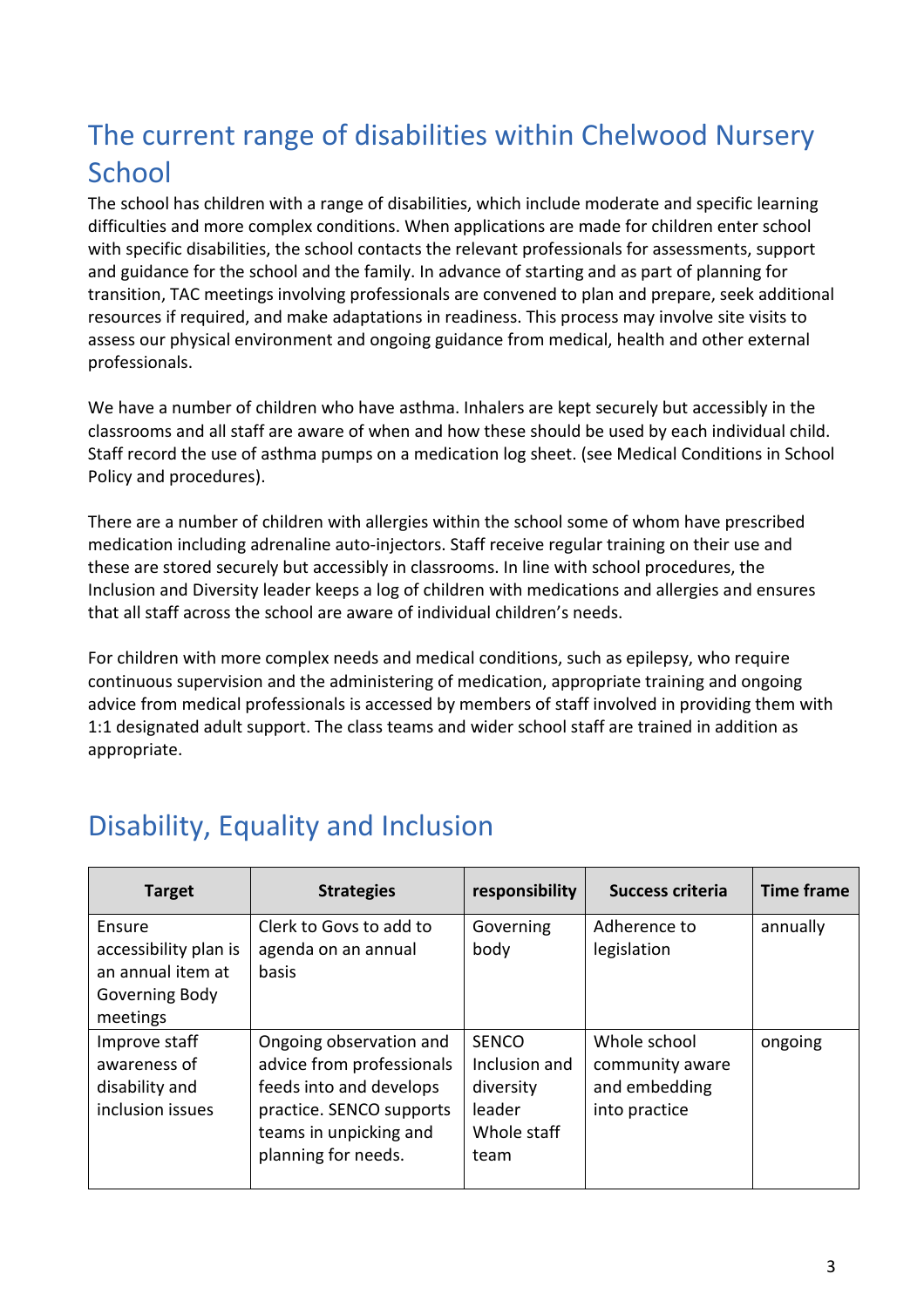## The current range of disabilities within Chelwood Nursery School

The school has children with a range of disabilities, which include moderate and specific learning difficulties and more complex conditions. When applications are made for children enter school with specific disabilities, the school contacts the relevant professionals for assessments, support and guidance for the school and the family. In advance of starting and as part of planning for transition, TAC meetings involving professionals are convened to plan and prepare, seek additional resources if required, and make adaptations in readiness. This process may involve site visits to assess our physical environment and ongoing guidance from medical, health and other external professionals.

We have a number of children who have asthma. Inhalers are kept securely but accessibly in the classrooms and all staff are aware of when and how these should be used by each individual child. Staff record the use of asthma pumps on a medication log sheet. (see Medical Conditions in School Policy and procedures).

There are a number of children with allergies within the school some of whom have prescribed medication including adrenaline auto-injectors. Staff receive regular training on their use and these are stored securely but accessibly in classrooms. In line with school procedures, the Inclusion and Diversity leader keeps a log of children with medications and allergies and ensures that all staff across the school are aware of individual children's needs.

For children with more complex needs and medical conditions, such as epilepsy, who require continuous supervision and the administering of medication, appropriate training and ongoing advice from medical professionals is accessed by members of staff involved in providing them with 1:1 designated adult support. The class teams and wider school staff are trained in addition as appropriate.

## Disability, Equality and Inclusion

| Target | Strategies | responsibility | Success criteria | Time frame |
|---|---|---|---|---|
| Ensure accessibility plan is an annual item at Governing Body meetings | Clerk to Govs to add to agenda on an annual basis | Governing body | Adherence to legislation | annually |
| Improve staff awareness of disability and inclusion issues | Ongoing observation and advice from professionals feeds into and develops practice. SENCO supports teams in unpicking and planning for needs. | SENCO Inclusion and diversity leader Whole staff team | Whole school community aware and embedding into practice | ongoing |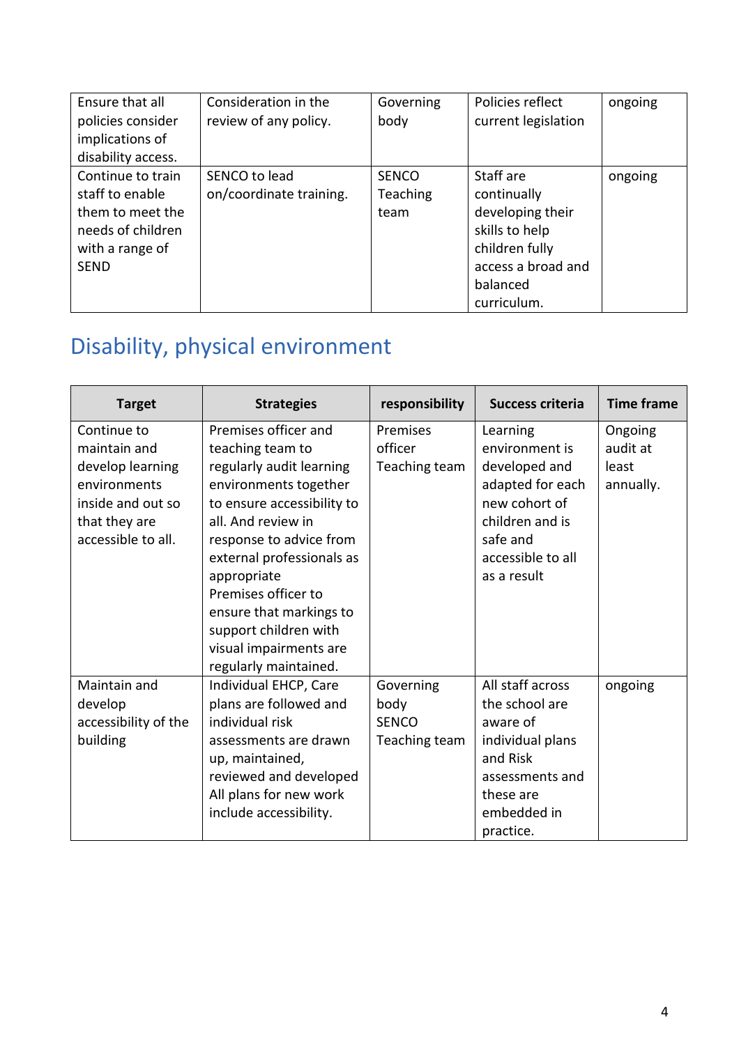| | | | | |
|---|---|---|---|---|
| Ensure that all policies consider implications of disability access. | Consideration in the review of any policy. | Governing body | Policies reflect current legislation | ongoing |
| Continue to train staff to enable them to meet the needs of children with a range of SEND | SENCO to lead on/coordinate training. | SENCO Teaching team | Staff are continually developing their skills to help children fully access a broad and balanced curriculum. | ongoing |

## Disability, physical environment

| Target | Strategies | responsibility | Success criteria | Time frame |
|---|---|---|---|---|
| Continue to maintain and develop learning environments inside and out so that they are accessible to all. | Premises officer and teaching team to regularly audit learning environments together to ensure accessibility to all. And review in response to advice from external professionals as appropriate Premises officer to ensure that markings to support children with visual impairments are regularly maintained. | Premises officer Teaching team | Learning environment is developed and adapted for each new cohort of children and is safe and accessible to all as a result | Ongoing audit at least annually. |
| Maintain and develop accessibility of the building | Individual EHCP, Care plans are followed and individual risk assessments are drawn up, maintained, reviewed and developed All plans for new work include accessibility. | Governing body SENCO Teaching team | All staff across the school are aware of individual plans and Risk assessments and these are embedded in practice. | ongoing |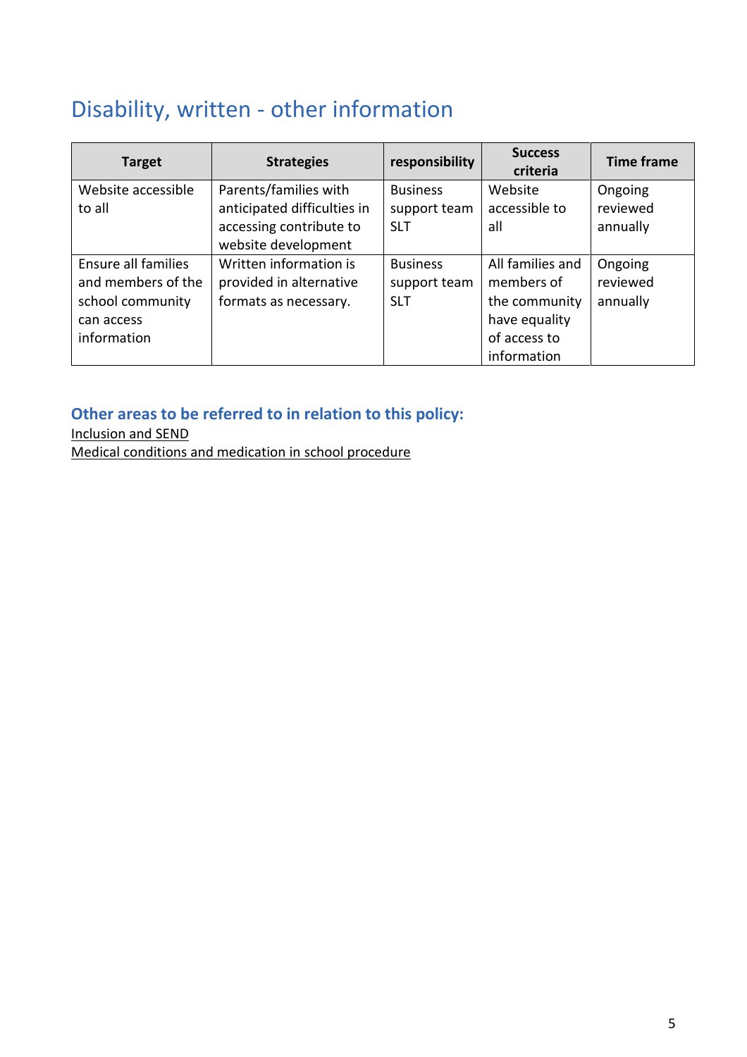## Disability, written - other information

| Target | Strategies | responsibility | Success criteria | Time frame |
|---|---|---|---|---|
| Website accessible to all | Parents/families with anticipated difficulties in accessing contribute to website development | Business support team SLT | Website accessible to all | Ongoing reviewed annually |
| Ensure all families and members of the school community can access information | Written information is provided in alternative formats as necessary. | Business support team SLT | All families and members of the community have equality of access to information | Ongoing reviewed annually |

### Other areas to be referred to in relation to this policy:

Inclusion and SEND

Medical conditions and medication in school procedure